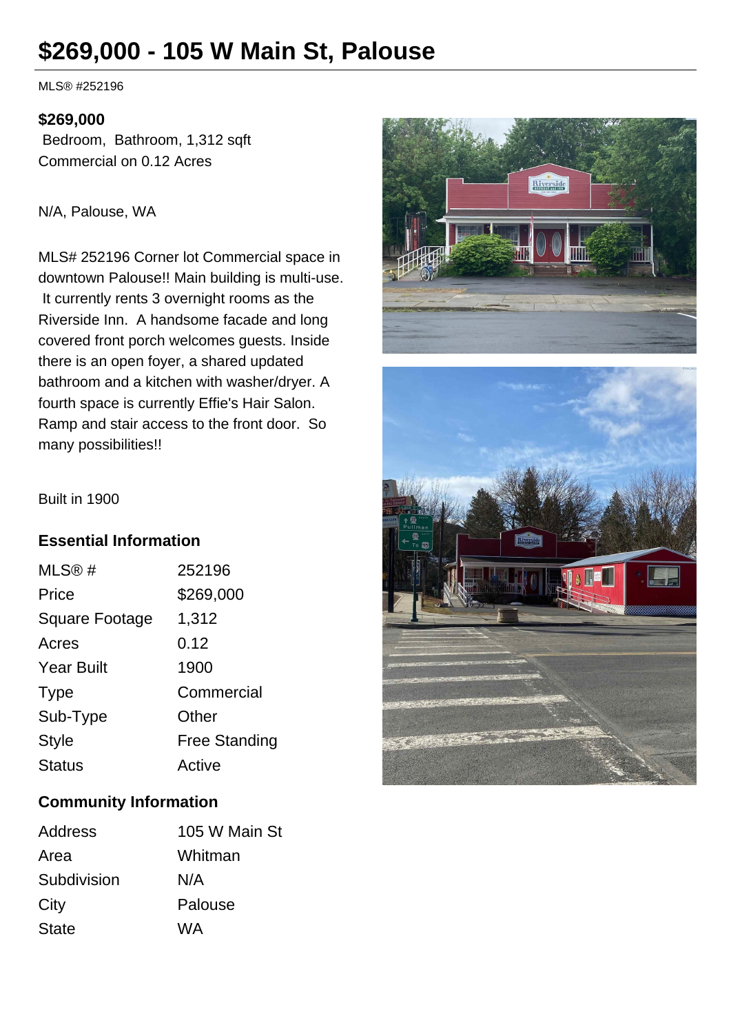# $269,000 - 105 W Main St, Palouse

MLS® #252196

**$269,000**

Bedroom, Bathroom, 1,312 sqft
Commercial on 0.12 Acres

N/A, Palouse, WA

MLS# 252196 Corner lot Commercial space in downtown Palouse!! Main building is multi-use. It currently rents 3 overnight rooms as the Riverside Inn. A handsome facade and long covered front porch welcomes guests. Inside there is an open foyer, a shared updated bathroom and a kitchen with washer/dryer. A fourth space is currently Effie's Hair Salon. Ramp and stair access to the front door. So many possibilities!!

Built in 1900

## Essential Information

| | |
|---|---|
| MLS® # | 252196 |
| Price | $269,000 |
| Square Footage | 1,312 |
| Acres | 0.12 |
| Year Built | 1900 |
| Type | Commercial |
| Sub-Type | Other |
| Style | Free Standing |
| Status | Active |

## Community Information

| | |
|---|---|
| Address | 105 W Main St |
| Area | Whitman |
| Subdivision | N/A |
| City | Palouse |
| State | WA |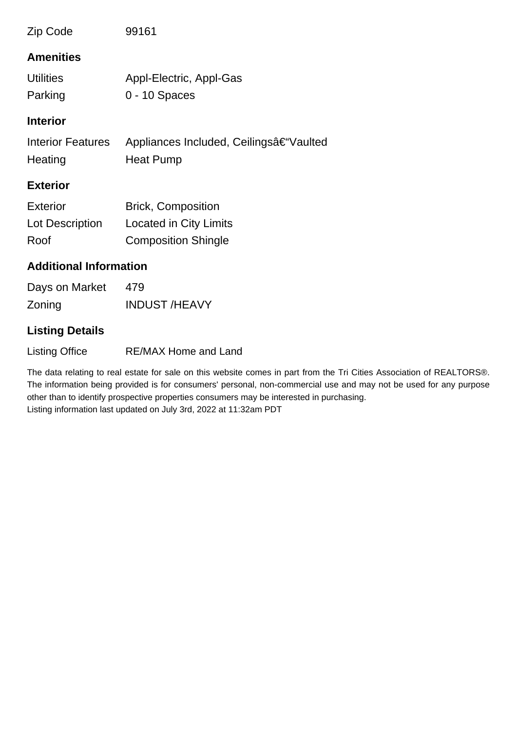| | |
|---|---|
| Zip Code | 99161 |

## Amenities

| | |
|---|---|
| Utilities | Appl-Electric, Appl-Gas |
| Parking | 0 - 10 Spaces |

## Interior

| | |
|---|---|
| Interior Features | Appliances Included, Ceilingsâ€“Vaulted |
| Heating | Heat Pump |

## Exterior

| | |
|---|---|
| Exterior | Brick, Composition |
| Lot Description | Located in City Limits |
| Roof | Composition Shingle |

## Additional Information

| | |
|---|---|
| Days on Market | 479 |
| Zoning | INDUST /HEAVY |

## Listing Details

| | |
|---|---|
| Listing Office | RE/MAX Home and Land |

The data relating to real estate for sale on this website comes in part from the Tri Cities Association of REALTORS®. The information being provided is for consumers' personal, non-commercial use and may not be used for any purpose other than to identify prospective properties consumers may be interested in purchasing.
Listing information last updated on July 3rd, 2022 at 11:32am PDT